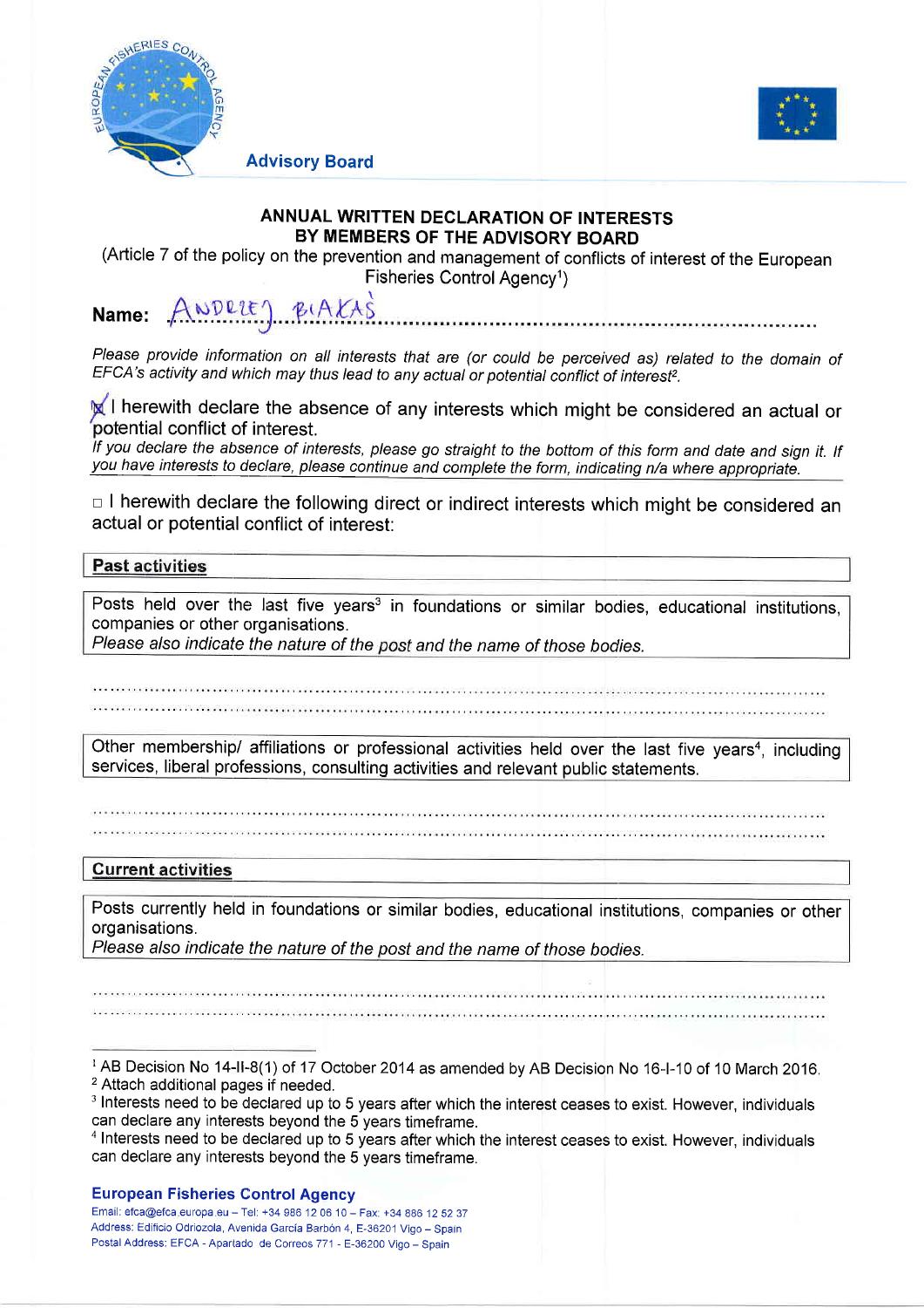Advisory Board

## ANNUAL WRITTEN DECLARATION OF INTERESTS BY MEMBERS OF THE ADVISORY BOARD

(Article 7 of the policy on the prevention and management of conflicts of interest of the European Fisheries Control Agency[1])

**Name:** ANDREJ BIAKAS

*Please provide information on all interests that are (or could be perceived as) related to the domain of EFCA's activity and which may thus lead to any actual or potential conflict of interest[2].*

☒ I herewith declare the absence of any interests which might be considered an actual or potential conflict of interest.

*If you declare the absence of interests, please go straight to the bottom of this form and date and sign it. If you have interests to declare, please continue and complete the form, indicating n/a where appropriate.*

☐ I herewith declare the following direct or indirect interests which might be considered an actual or potential conflict of interest:

**Past activities**

Posts held over the last five years[3] in foundations or similar bodies, educational institutions, companies or other organisations.
*Please also indicate the nature of the post and the name of those bodies.*

..................................................................................................................

..................................................................................................................

Other membership/ affiliations or professional activities held over the last five years[4], including services, liberal professions, consulting activities and relevant public statements.

..................................................................................................................

..................................................................................................................

**Current activities**

Posts currently held in foundations or similar bodies, educational institutions, companies or other organisations.
*Please also indicate the nature of the post and the name of those bodies.*

..................................................................................................................

..................................................................................................................

---

[1] AB Decision No 14-II-8(1) of 17 October 2014 as amended by AB Decision No 16-I-10 of 10 March 2016.
[2] Attach additional pages if needed.
[3] Interests need to be declared up to 5 years after which the interest ceases to exist. However, individuals can declare any interests beyond the 5 years timeframe.
[4] Interests need to be declared up to 5 years after which the interest ceases to exist. However, individuals can declare any interests beyond the 5 years timeframe.

**European Fisheries Control Agency**
Email: efca@efca.europa.eu – Tel: +34 986 12 06 10 – Fax: +34 886 12 52 37
Address: Edificio Odriozola, Avenida García Barbón 4, E-36201 Vigo – Spain
Postal Address: EFCA - Apartado de Correos 771 - E-36200 Vigo – Spain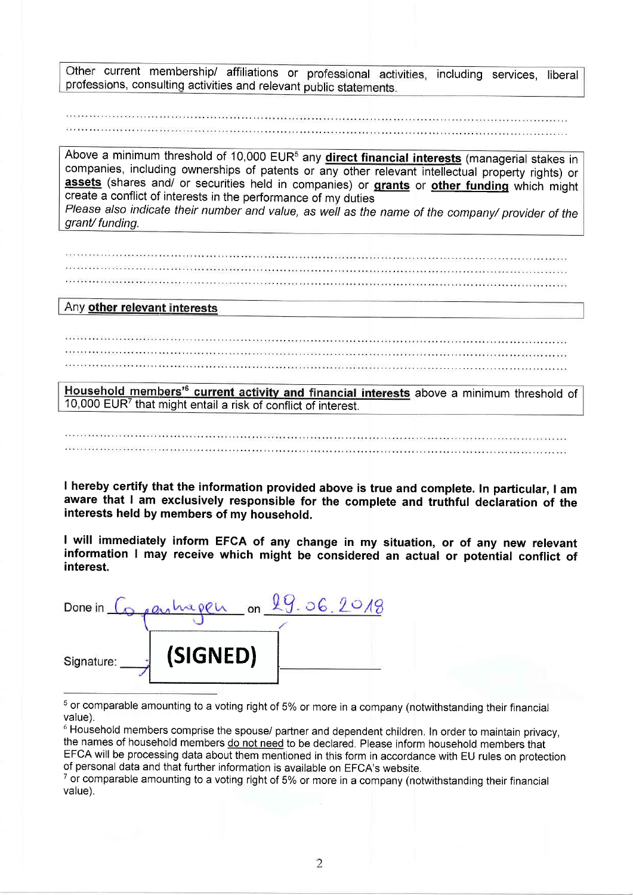Other current membership/ affiliations or professional activities, including services, liberal professions, consulting activities and relevant public statements.

..................................................................................................................................
..................................................................................................................................

Above a minimum threshold of 10,000 EUR[5] any **direct financial interests** (managerial stakes in companies, including ownerships of patents or any other relevant intellectual property rights) or **assets** (shares and/ or securities held in companies) or **grants** or **other funding** which might create a conflict of interests in the performance of my duties
*Please also indicate their number and value, as well as the name of the company/ provider of the grant/ funding.*

..................................................................................................................................
..................................................................................................................................
..................................................................................................................................

Any **other relevant interests**

..................................................................................................................................
..................................................................................................................................
..................................................................................................................................

**Household members'[6] current activity and financial interests** above a minimum threshold of 10,000 EUR[7] that might entail a risk of conflict of interest.

..................................................................................................................................
..................................................................................................................................

**I hereby certify that the information provided above is true and complete. In particular, I am aware that I am exclusively responsible for the complete and truthful declaration of the interests held by members of my household.**

**I will immediately inform EFCA of any change in my situation, or of any new relevant information I may receive which might be considered an actual or potential conflict of interest.**

Done in Copenhagen on 29.06.2018

Signature: (SIGNED)

---

[5] or comparable amounting to a voting right of 5% or more in a company (notwithstanding their financial value).

[6] Household members comprise the spouse/ partner and dependent children. In order to maintain privacy, the names of household members do not need to be declared. Please inform household members that EFCA will be processing data about them mentioned in this form in accordance with EU rules on protection of personal data and that further information is available on EFCA's website.

[7] or comparable amounting to a voting right of 5% or more in a company (notwithstanding their financial value).